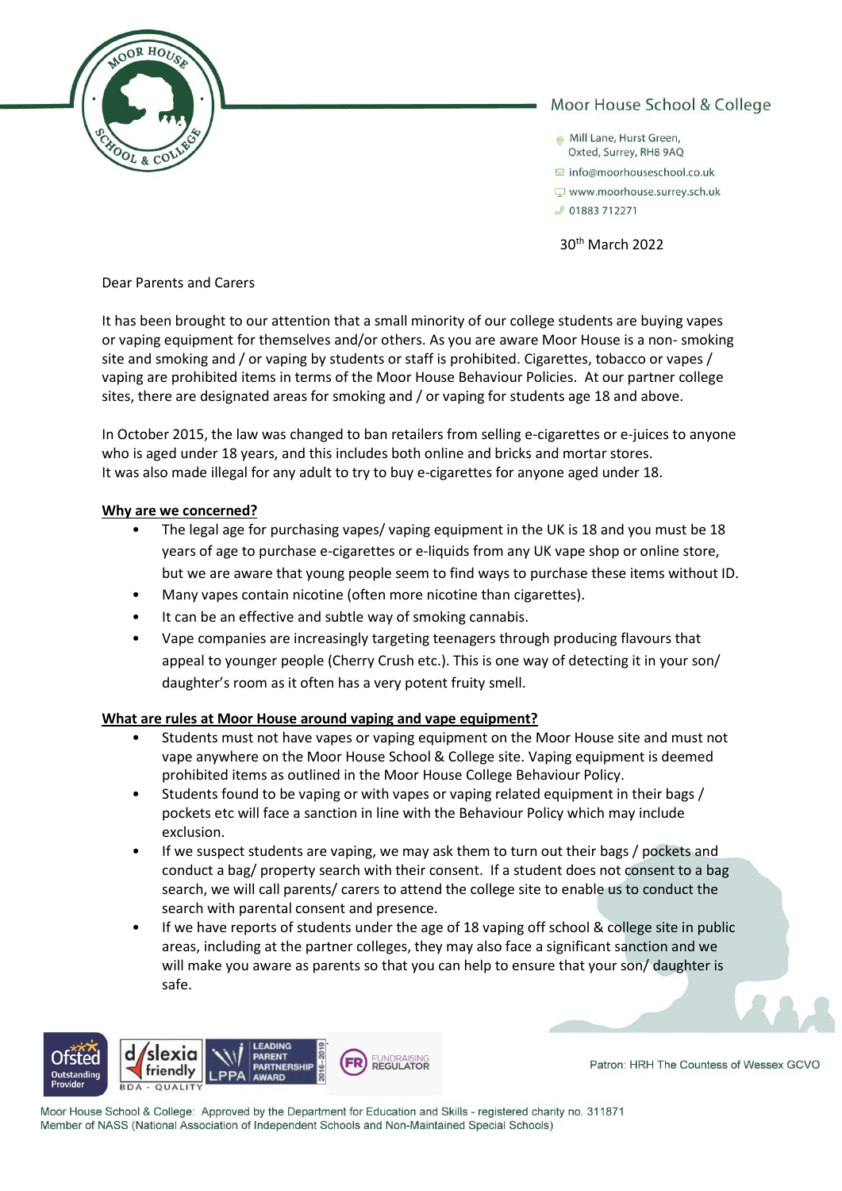Moor House School & College

Mill Lane, Hurst Green,
Oxted, Surrey, RH8 9AQ

info@moorhouseschool.co.uk

www.moorhouse.surrey.sch.uk

01883 712271

30th March 2022

Dear Parents and Carers

It has been brought to our attention that a small minority of our college students are buying vapes or vaping equipment for themselves and/or others. As you are aware Moor House is a non- smoking site and smoking and / or vaping by students or staff is prohibited. Cigarettes, tobacco or vapes / vaping are prohibited items in terms of the Moor House Behaviour Policies. At our partner college sites, there are designated areas for smoking and / or vaping for students age 18 and above.

In October 2015, the law was changed to ban retailers from selling e-cigarettes or e-juices to anyone who is aged under 18 years, and this includes both online and bricks and mortar stores.
It was also made illegal for any adult to try to buy e-cigarettes for anyone aged under 18.

**Why are we concerned?**

- The legal age for purchasing vapes/ vaping equipment in the UK is 18 and you must be 18 years of age to purchase e-cigarettes or e-liquids from any UK vape shop or online store, but we are aware that young people seem to find ways to purchase these items without ID.
- Many vapes contain nicotine (often more nicotine than cigarettes).
- It can be an effective and subtle way of smoking cannabis.
- Vape companies are increasingly targeting teenagers through producing flavours that appeal to younger people (Cherry Crush etc.). This is one way of detecting it in your son/ daughter's room as it often has a very potent fruity smell.

**What are rules at Moor House around vaping and vape equipment?**

- Students must not have vapes or vaping equipment on the Moor House site and must not vape anywhere on the Moor House School & College site. Vaping equipment is deemed prohibited items as outlined in the Moor House College Behaviour Policy.
- Students found to be vaping or with vapes or vaping related equipment in their bags / pockets etc will face a sanction in line with the Behaviour Policy which may include exclusion.
- If we suspect students are vaping, we may ask them to turn out their bags / pockets and conduct a bag/ property search with their consent. If a student does not consent to a bag search, we will call parents/ carers to attend the college site to enable us to conduct the search with parental consent and presence.
- If we have reports of students under the age of 18 vaping off school & college site in public areas, including at the partner colleges, they may also face a significant sanction and we will make you aware as parents so that you can help to ensure that your son/ daughter is safe.

Patron: HRH The Countess of Wessex GCVO

Moor House School & College: Approved by the Department for Education and Skills - registered charity no. 311871
Member of NASS (National Association of Independent Schools and Non-Maintained Special Schools)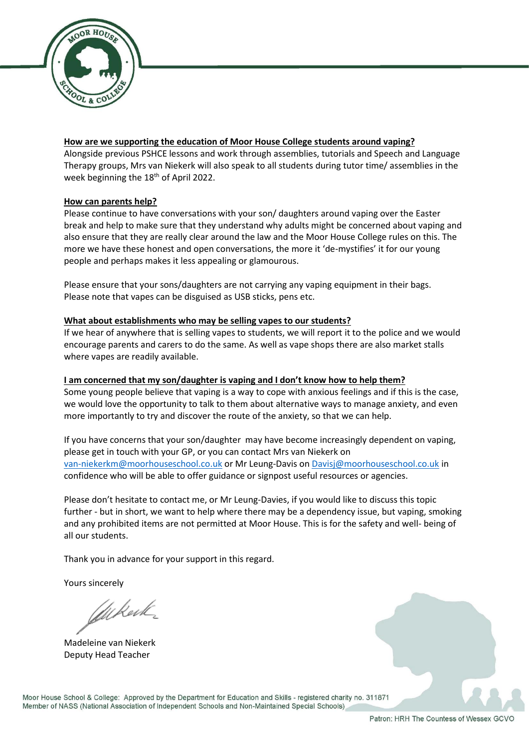**How are we supporting the education of Moor House College students around vaping?**
Alongside previous PSHCE lessons and work through assemblies, tutorials and Speech and Language Therapy groups, Mrs van Niekerk will also speak to all students during tutor time/ assemblies in the week beginning the 18th of April 2022.

**How can parents help?**
Please continue to have conversations with your son/ daughters around vaping over the Easter break and help to make sure that they understand why adults might be concerned about vaping and also ensure that they are really clear around the law and the Moor House College rules on this. The more we have these honest and open conversations, the more it 'de-mystifies' it for our young people and perhaps makes it less appealing or glamourous.

Please ensure that your sons/daughters are not carrying any vaping equipment in their bags. Please note that vapes can be disguised as USB sticks, pens etc.

**What about establishments who may be selling vapes to our students?**
If we hear of anywhere that is selling vapes to students, we will report it to the police and we would encourage parents and carers to do the same. As well as vape shops there are also market stalls where vapes are readily available.

**I am concerned that my son/daughter is vaping and I don't know how to help them?**
Some young people believe that vaping is a way to cope with anxious feelings and if this is the case, we would love the opportunity to talk to them about alternative ways to manage anxiety, and even more importantly to try and discover the route of the anxiety, so that we can help.

If you have concerns that your son/daughter may have become increasingly dependent on vaping, please get in touch with your GP, or you can contact Mrs van Niekerk on van-niekerkm@moorhouseschool.co.uk or Mr Leung-Davis on Davisj@moorhouseschool.co.uk in confidence who will be able to offer guidance or signpost useful resources or agencies.

Please don't hesitate to contact me, or Mr Leung-Davies, if you would like to discuss this topic further - but in short, we want to help where there may be a dependency issue, but vaping, smoking and any prohibited items are not permitted at Moor House. This is for the safety and well- being of all our students.

Thank you in advance for your support in this regard.

Yours sincerely

Madeleine van Niekerk
Deputy Head Teacher

Moor House School & College: Approved by the Department for Education and Skills - registered charity no. 311871
Member of NASS (National Association of Independent Schools and Non-Maintained Special Schools)

Patron: HRH The Countess of Wessex GCVO